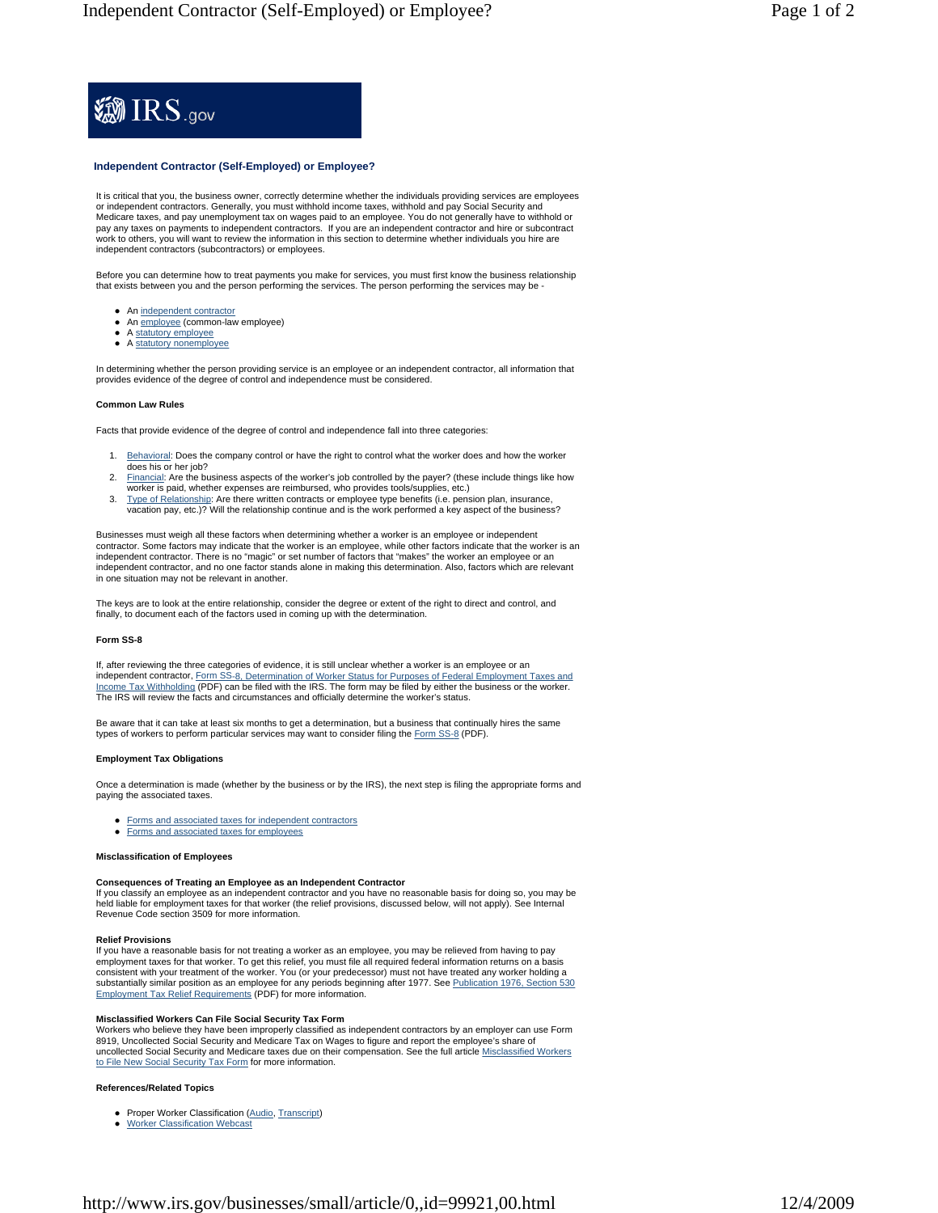# Independent Contractor (Self-Employed) or Employee?

It is critical that you, the business owner, correctly determine whether the individuals providing services are employees or independent contractors. Generally, you must withhold income taxes, withhold and pay Social Security and Medicare taxes, and pay unemployment tax on wages paid to an employee. You do not generally have to withhold or pay any taxes on payments to independent contractors. If you are an independent contractor and hire or subcontract work to others, you will want to review the information in this section to determine whether individuals you hire are independent contractors (subcontractors) or employees.

Before you can determine how to treat payments you make for services, you must first know the business relationship that exists between you and the person performing the services. The person performing the services may be -

- An independent contractor
- An employee (common-law employee)
- A statutory employee
- A statutory nonemployee

In determining whether the person providing service is an employee or an independent contractor, all information that provides evidence of the degree of control and independence must be considered.

### Common Law Rules

Facts that provide evidence of the degree of control and independence fall into three categories:

1. Behavioral: Does the company control or have the right to control what the worker does and how the worker does his or her job?
2. Financial: Are the business aspects of the worker's job controlled by the payer? (these include things like how worker is paid, whether expenses are reimbursed, who provides tools/supplies, etc.)
3. Type of Relationship: Are there written contracts or employee type benefits (i.e. pension plan, insurance, vacation pay, etc.)? Will the relationship continue and is the work performed a key aspect of the business?

Businesses must weigh all these factors when determining whether a worker is an employee or independent contractor. Some factors may indicate that the worker is an employee, while other factors indicate that the worker is an independent contractor. There is no "magic" or set number of factors that "makes" the worker an employee or an independent contractor, and no one factor stands alone in making this determination. Also, factors which are relevant in one situation may not be relevant in another.

The keys are to look at the entire relationship, consider the degree or extent of the right to direct and control, and finally, to document each of the factors used in coming up with the determination.

### Form SS-8

If, after reviewing the three categories of evidence, it is still unclear whether a worker is an employee or an independent contractor, Form SS-8, Determination of Worker Status for Purposes of Federal Employment Taxes and Income Tax Withholding (PDF) can be filed with the IRS. The form may be filed by either the business or the worker. The IRS will review the facts and circumstances and officially determine the worker's status.

Be aware that it can take at least six months to get a determination, but a business that continually hires the same types of workers to perform particular services may want to consider filing the Form SS-8 (PDF).

### Employment Tax Obligations

Once a determination is made (whether by the business or by the IRS), the next step is filing the appropriate forms and paying the associated taxes.

- Forms and associated taxes for independent contractors
- Forms and associated taxes for employees

### Misclassification of Employees

**Consequences of Treating an Employee as an Independent Contractor**
If you classify an employee as an independent contractor and you have no reasonable basis for doing so, you may be held liable for employment taxes for that worker (the relief provisions, discussed below, will not apply). See Internal Revenue Code section 3509 for more information.

**Relief Provisions**
If you have a reasonable basis for not treating a worker as an employee, you may be relieved from having to pay employment taxes for that worker. To get this relief, you must file all required federal information returns on a basis consistent with your treatment of the worker. You (or your predecessor) must not have treated any worker holding a substantially similar position as an employee for any periods beginning after 1977. See Publication 1976, Section 530 Employment Tax Relief Requirements (PDF) for more information.

**Misclassified Workers Can File Social Security Tax Form**
Workers who believe they have been improperly classified as independent contractors by an employer can use Form 8919, Uncollected Social Security and Medicare Tax on Wages to figure and report the employee's share of uncollected Social Security and Medicare taxes due on their compensation. See the full article Misclassified Workers to File New Social Security Tax Form for more information.

### References/Related Topics

- Proper Worker Classification (Audio, Transcript)
- Worker Classification Webcast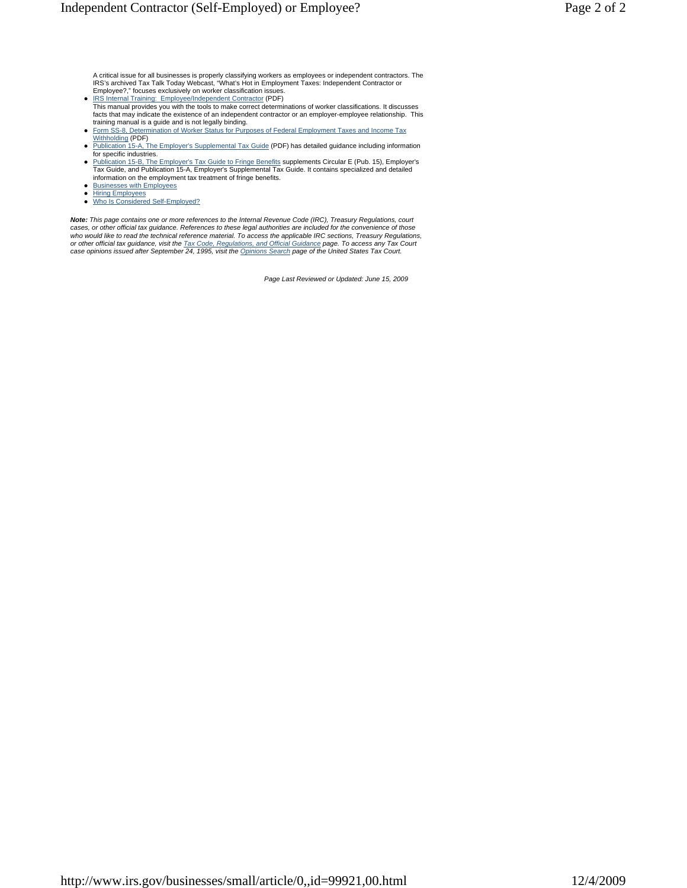A critical issue for all businesses is properly classifying workers as employees or independent contractors. The IRS's archived Tax Talk Today Webcast, "What's Hot in Employment Taxes: Independent Contractor or Employee?," focuses exclusively on worker classification issues.

- IRS Internal Training: Employee/Independent Contractor (PDF)
  This manual provides you with the tools to make correct determinations of worker classifications. It discusses facts that may indicate the existence of an independent contractor or an employer-employee relationship. This training manual is a guide and is not legally binding.
- Form SS-8, Determination of Worker Status for Purposes of Federal Employment Taxes and Income Tax Withholding (PDF)
- Publication 15-A, The Employer's Supplemental Tax Guide (PDF) has detailed guidance including information for specific industries.
- Publication 15-B, The Employer's Tax Guide to Fringe Benefits supplements Circular E (Pub. 15), Employer's Tax Guide, and Publication 15-A, Employer's Supplemental Tax Guide. It contains specialized and detailed information on the employment tax treatment of fringe benefits.
- Businesses with Employees
- Hiring Employees
- Who Is Considered Self-Employed?

***Note:*** *This page contains one or more references to the Internal Revenue Code (IRC), Treasury Regulations, court cases, or other official tax guidance. References to these legal authorities are included for the convenience of those who would like to read the technical reference material. To access the applicable IRC sections, Treasury Regulations, or other official tax guidance, visit the Tax Code, Regulations, and Official Guidance page. To access any Tax Court case opinions issued after September 24, 1995, visit the Opinions Search page of the United States Tax Court.*

*Page Last Reviewed or Updated: June 15, 2009*